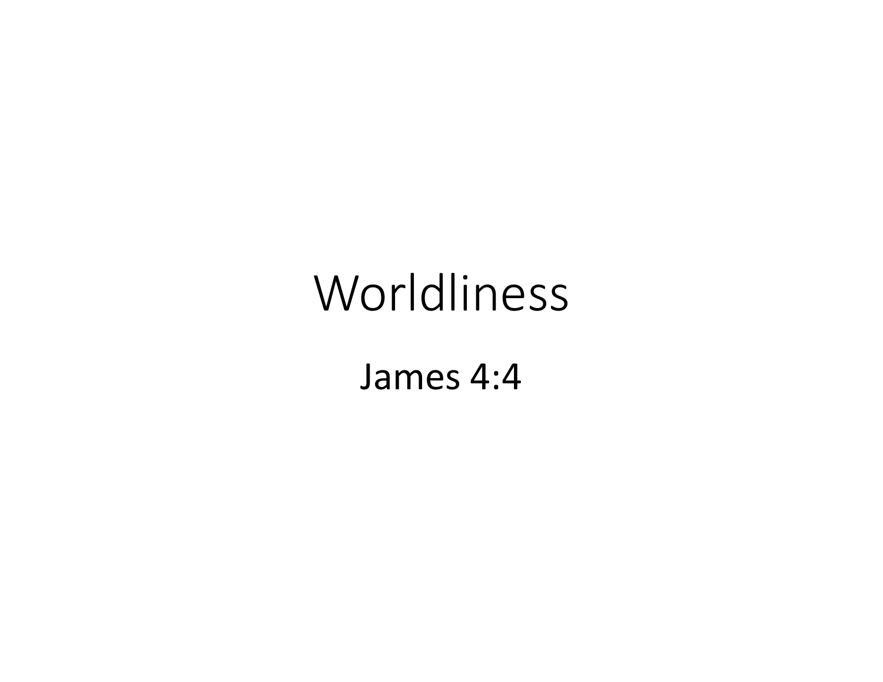# Worldliness

James 4:4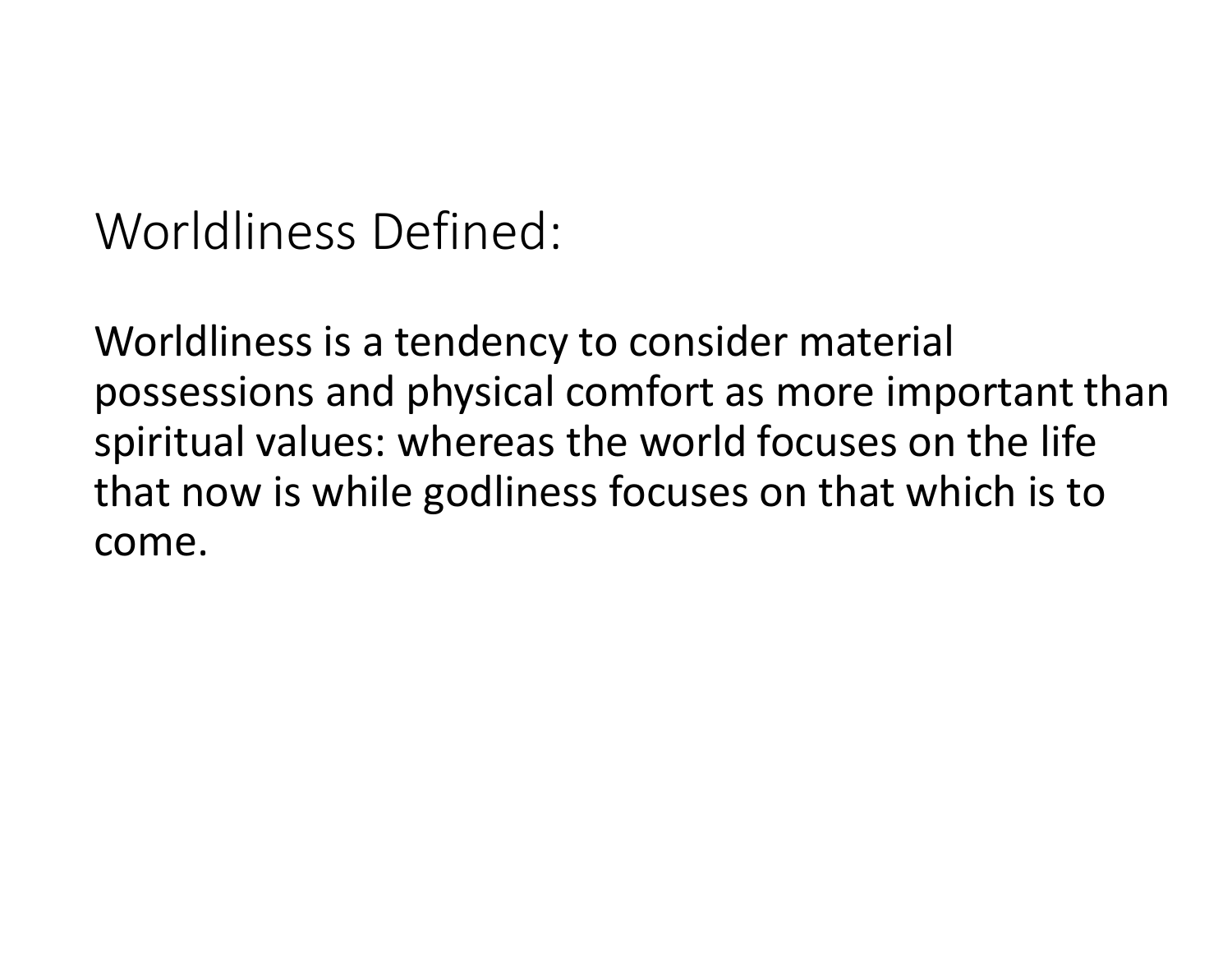## Worldliness Defined:

Worldliness is a tendency to consider material possessions and physical comfort as more important than spiritual values: whereas the world focuses on the life that now is while godliness focuses on that which is to come.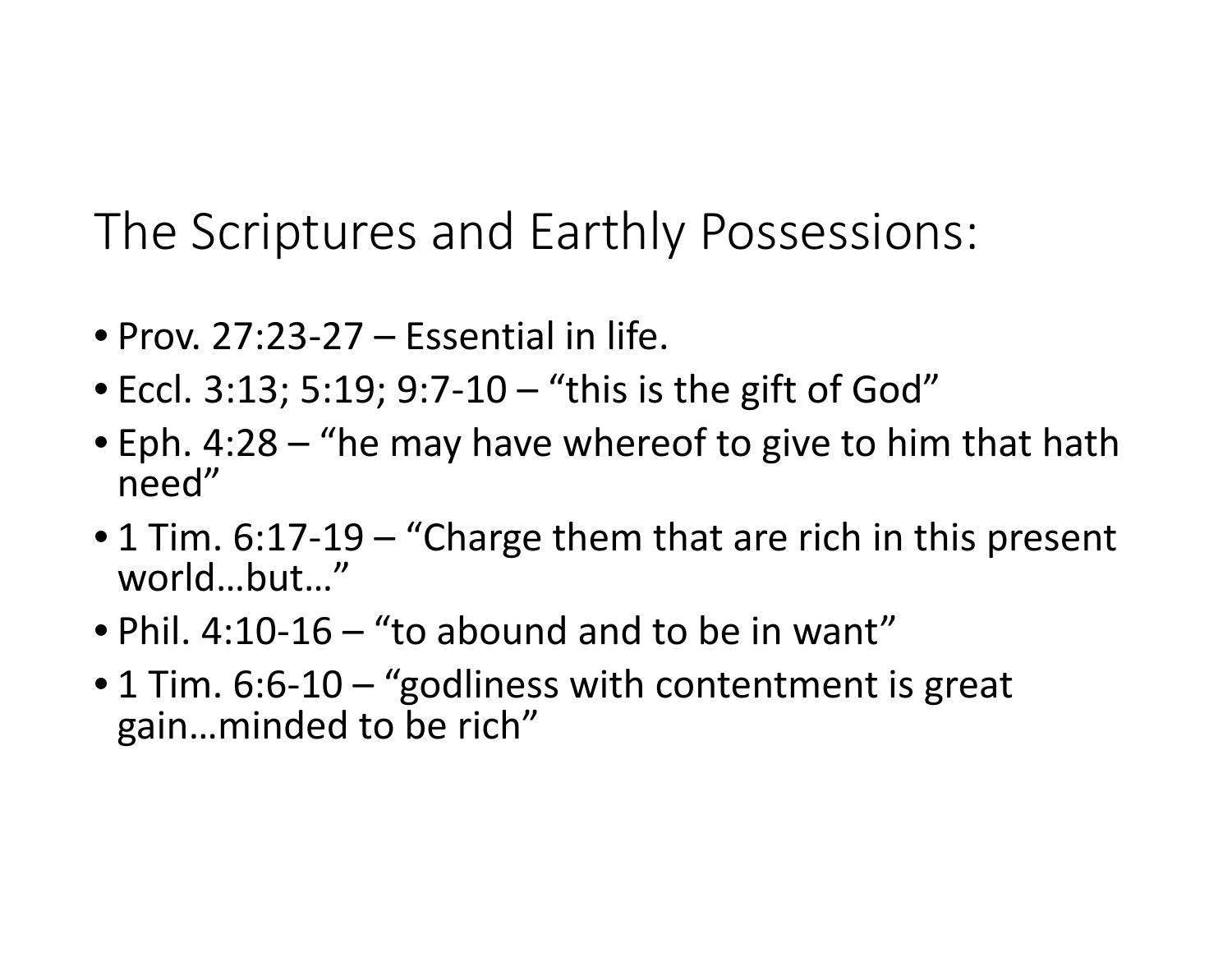# The Scriptures and Earthly Possessions:

- Prov. 27:23-27 – Essential in life.
- Eccl. 3:13; 5:19; 9:7-10 – "this is the gift of God"
- Eph. 4:28 – "he may have whereof to give to him that hath need"
- 1 Tim. 6:17-19 – "Charge them that are rich in this present world…but…"
- Phil. 4:10-16 – "to abound and to be in want"
- 1 Tim. 6:6-10 – "godliness with contentment is great gain…minded to be rich"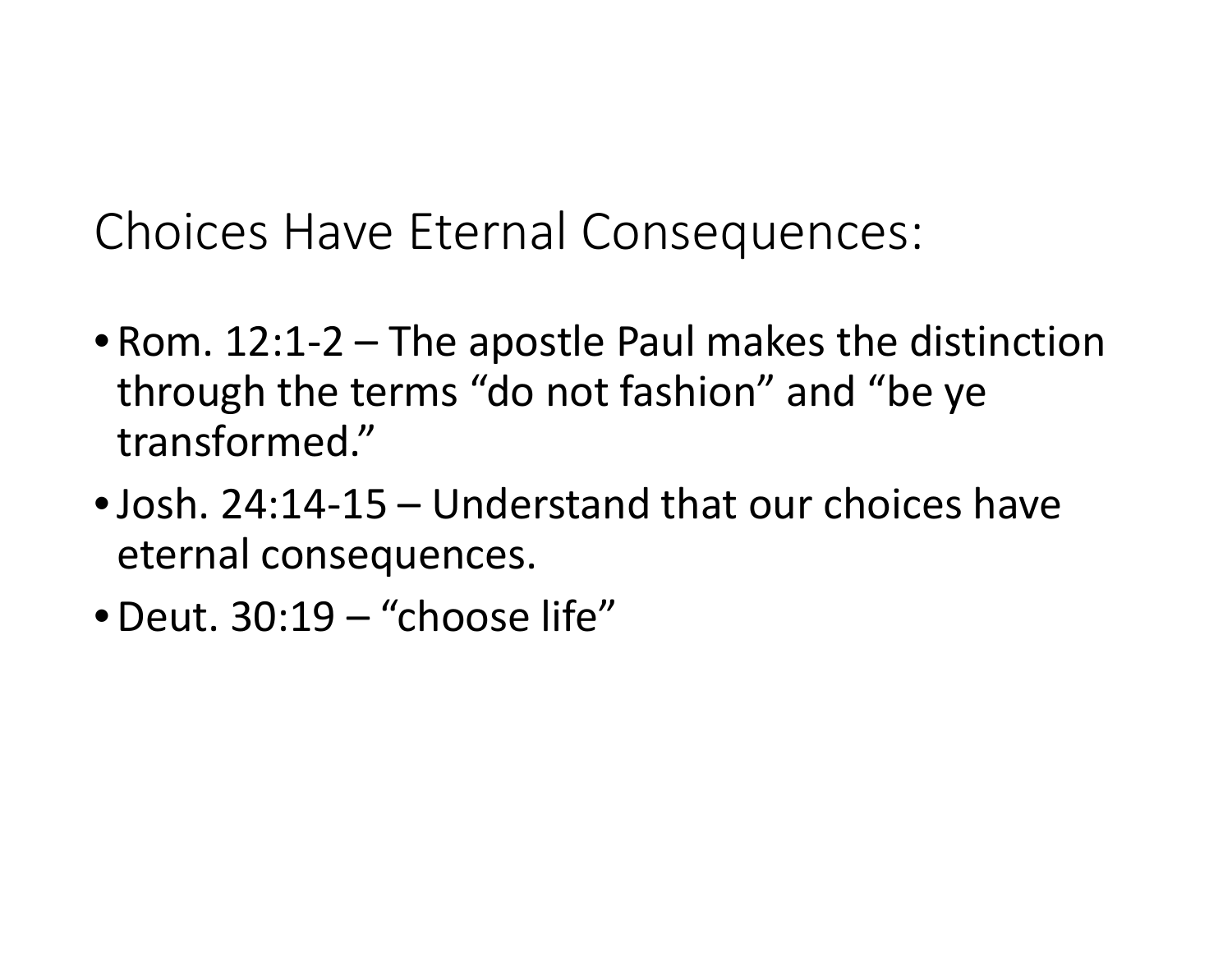# Choices Have Eternal Consequences:

- Rom. 12:1-2 – The apostle Paul makes the distinction through the terms “do not fashion” and “be ye transformed.”
- Josh. 24:14-15 – Understand that our choices have eternal consequences.
- Deut. 30:19 – “choose life”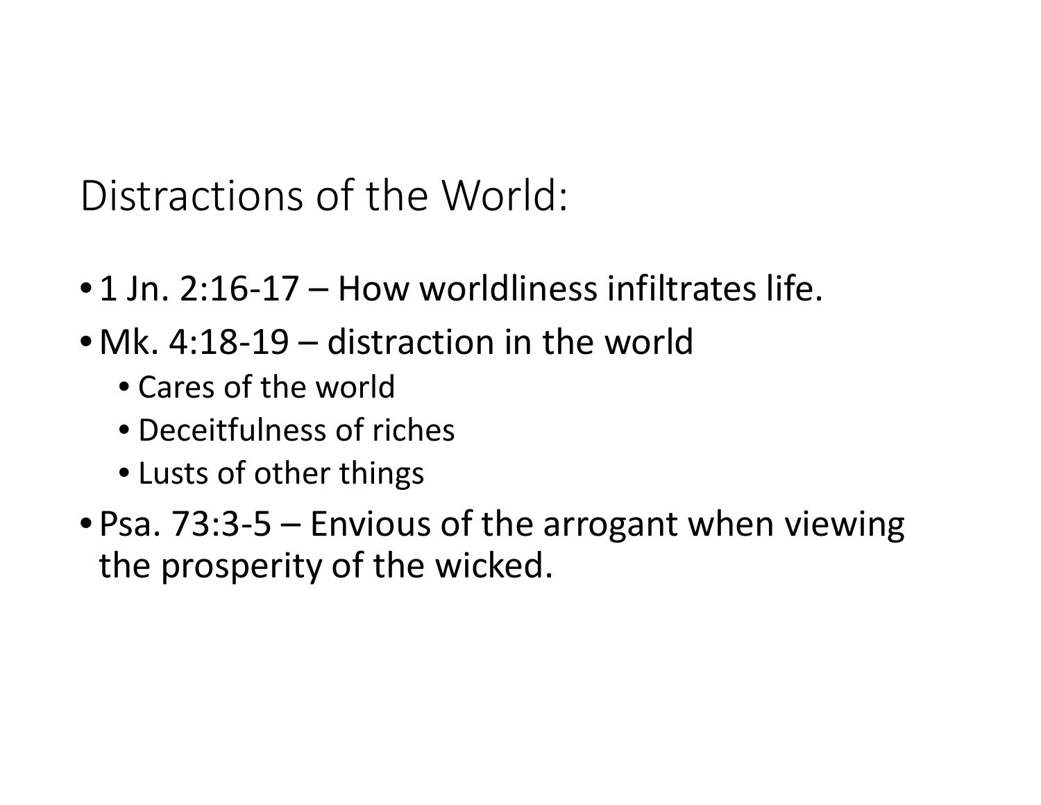# Distractions of the World:

- 1 Jn. 2:16-17 – How worldliness infiltrates life.
- Mk. 4:18-19 – distraction in the world
  - Cares of the world
  - Deceitfulness of riches
  - Lusts of other things
- Psa. 73:3-5 – Envious of the arrogant when viewing the prosperity of the wicked.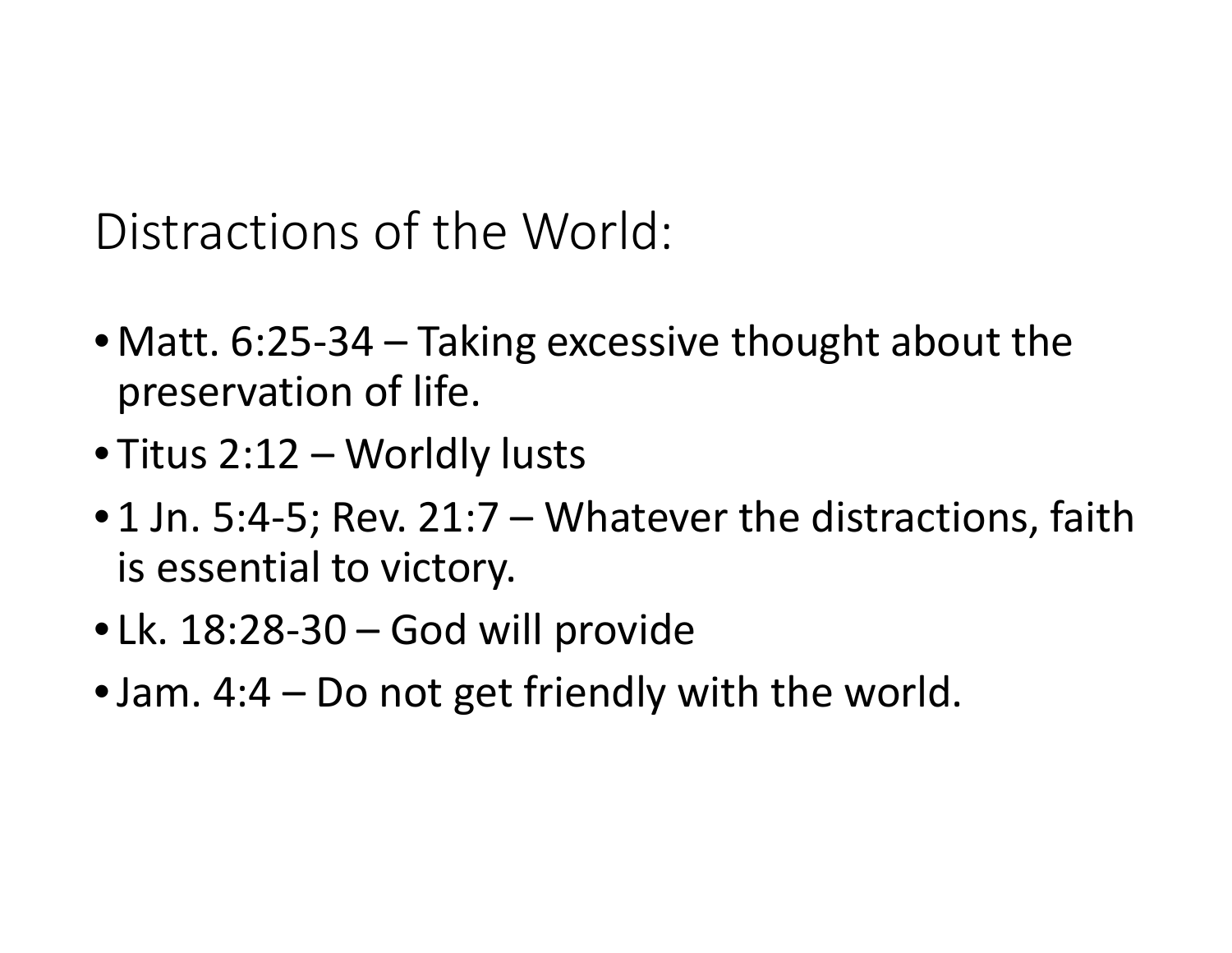# Distractions of the World:

- Matt. 6:25-34 – Taking excessive thought about the preservation of life.
- Titus 2:12 – Worldly lusts
- 1 Jn. 5:4-5; Rev. 21:7 – Whatever the distractions, faith is essential to victory.
- Lk. 18:28-30 – God will provide
- Jam. 4:4 – Do not get friendly with the world.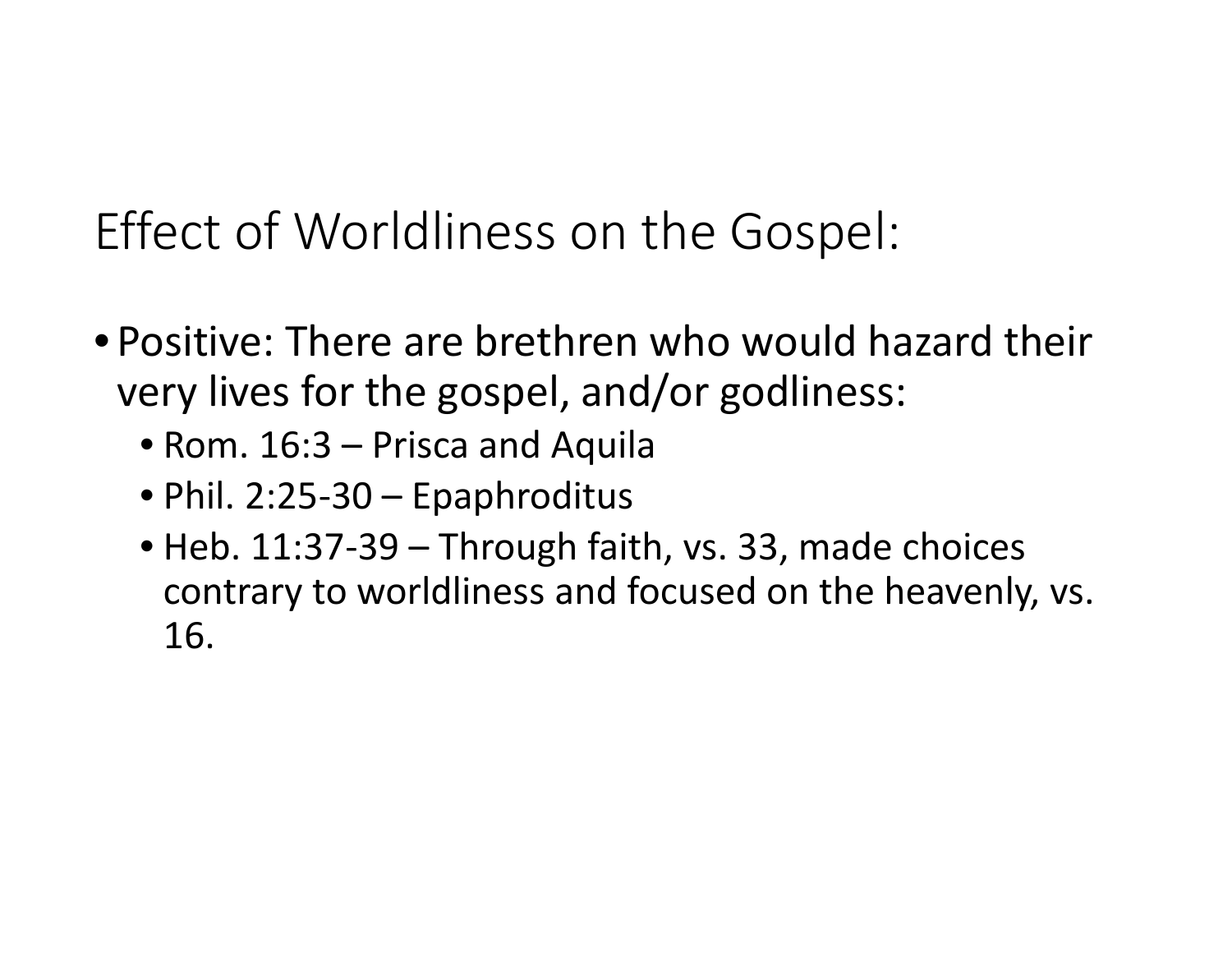# Effect of Worldliness on the Gospel:

- Positive: There are brethren who would hazard their very lives for the gospel, and/or godliness:
  - Rom. 16:3 – Prisca and Aquila
  - Phil. 2:25-30 – Epaphroditus
  - Heb. 11:37-39 – Through faith, vs. 33, made choices contrary to worldliness and focused on the heavenly, vs. 16.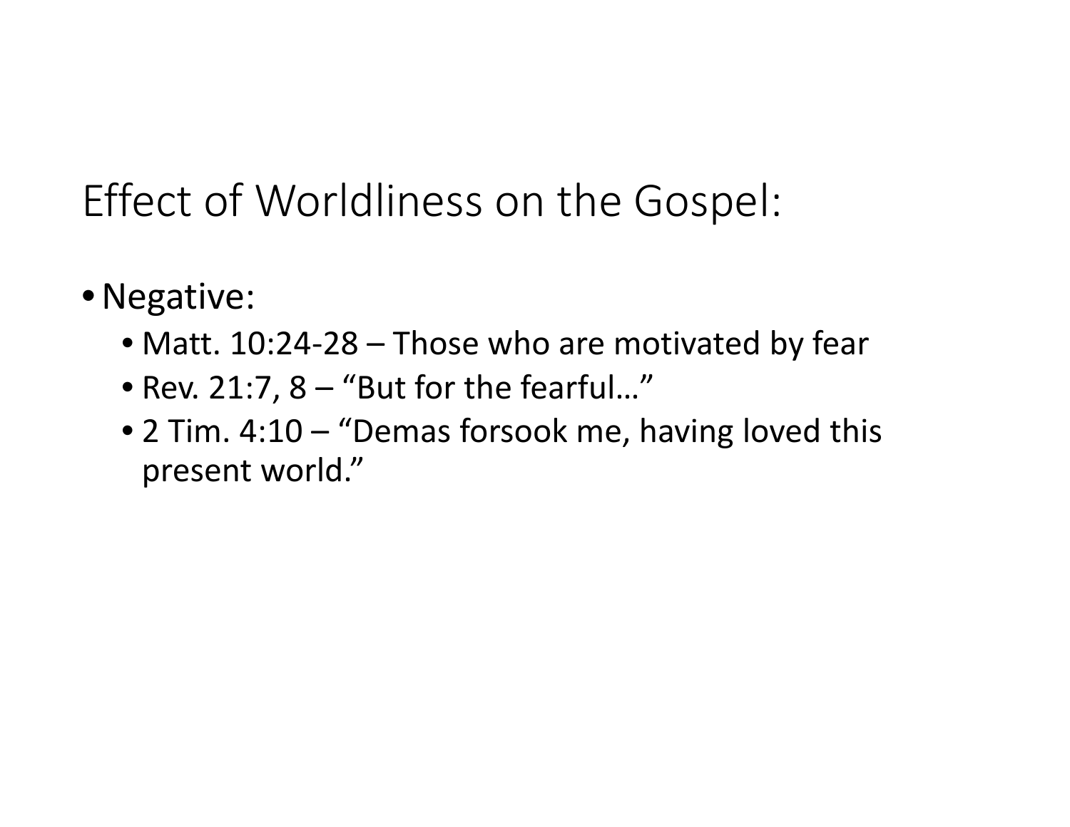# Effect of Worldliness on the Gospel:

- Negative:
  - Matt. 10:24-28 – Those who are motivated by fear
  - Rev. 21:7, 8 – "But for the fearful…"
  - 2 Tim. 4:10 – "Demas forsook me, having loved this present world."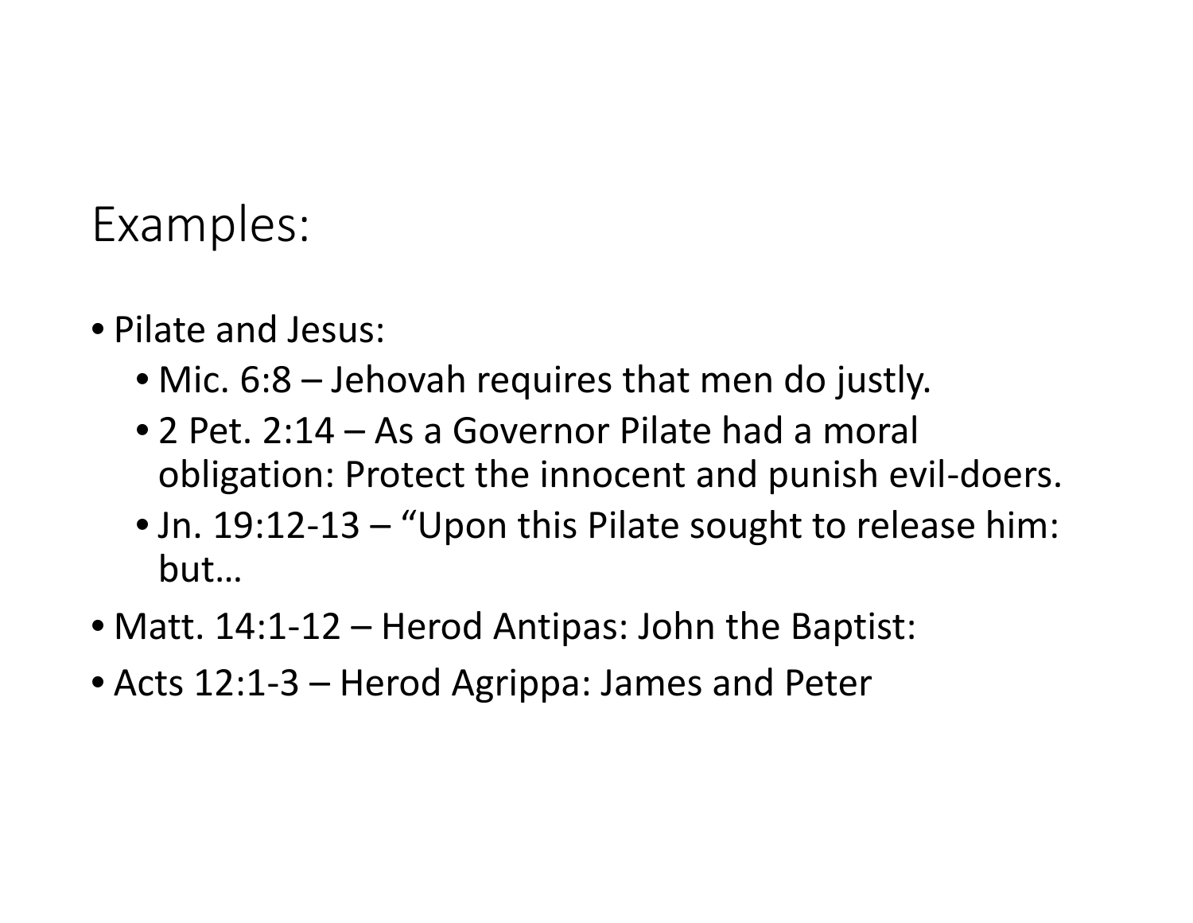# Examples:

- Pilate and Jesus:
  - Mic. 6:8 – Jehovah requires that men do justly.
  - 2 Pet. 2:14 – As a Governor Pilate had a moral obligation: Protect the innocent and punish evil-doers.
  - Jn. 19:12-13 – "Upon this Pilate sought to release him: but…
- Matt. 14:1-12 – Herod Antipas: John the Baptist:
- Acts 12:1-3 – Herod Agrippa: James and Peter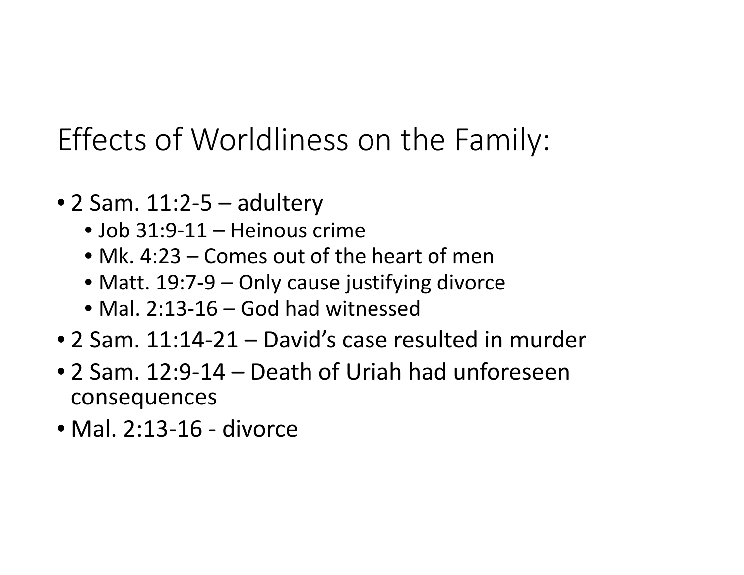# Effects of Worldliness on the Family:

- 2 Sam. 11:2-5 – adultery
  - Job 31:9-11 – Heinous crime
  - Mk. 4:23 – Comes out of the heart of men
  - Matt. 19:7-9 – Only cause justifying divorce
  - Mal. 2:13-16 – God had witnessed
- 2 Sam. 11:14-21 – David’s case resulted in murder
- 2 Sam. 12:9-14 – Death of Uriah had unforeseen consequences
- Mal. 2:13-16 - divorce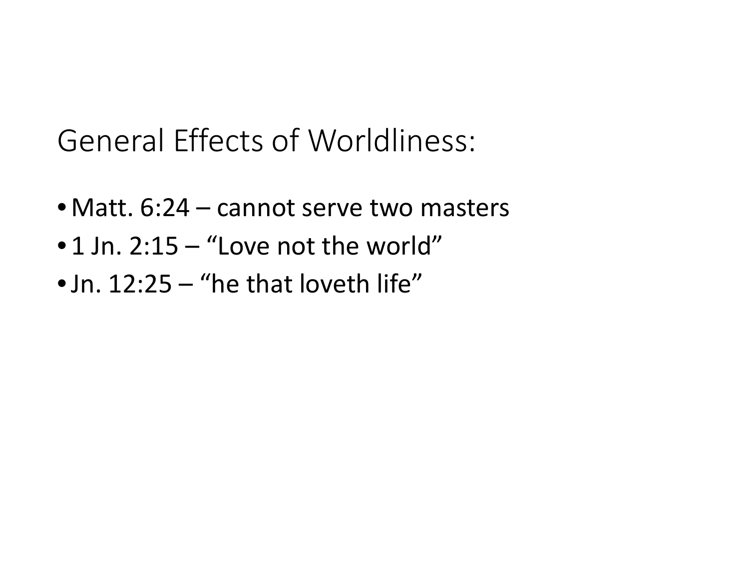# General Effects of Worldliness:

- Matt. 6:24 – cannot serve two masters
- 1 Jn. 2:15 – “Love not the world”
- Jn. 12:25 – “he that loveth life”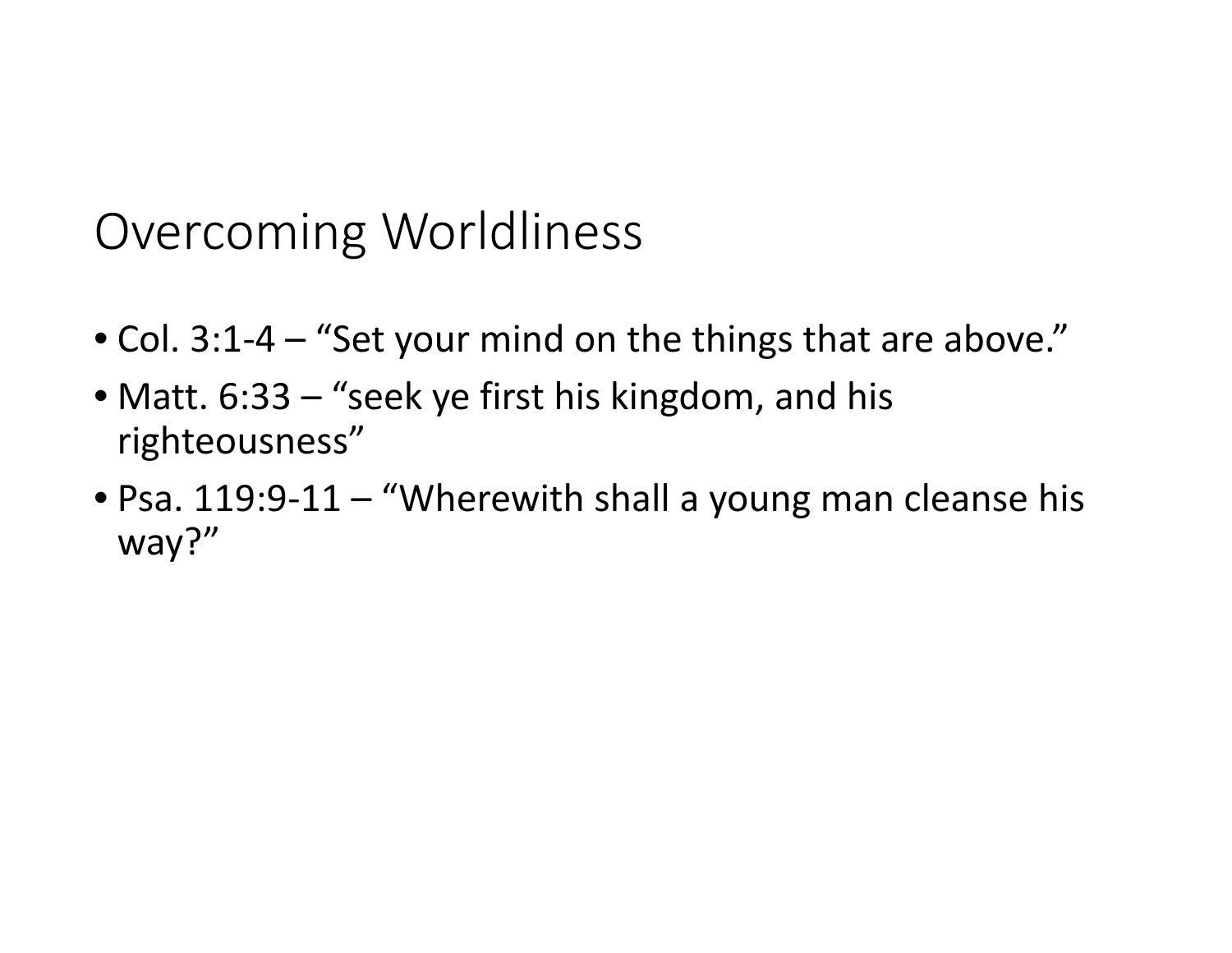# Overcoming Worldliness

- Col. 3:1-4 – “Set your mind on the things that are above.”
- Matt. 6:33 – “seek ye first his kingdom, and his righteousness”
- Psa. 119:9-11 – “Wherewith shall a young man cleanse his way?”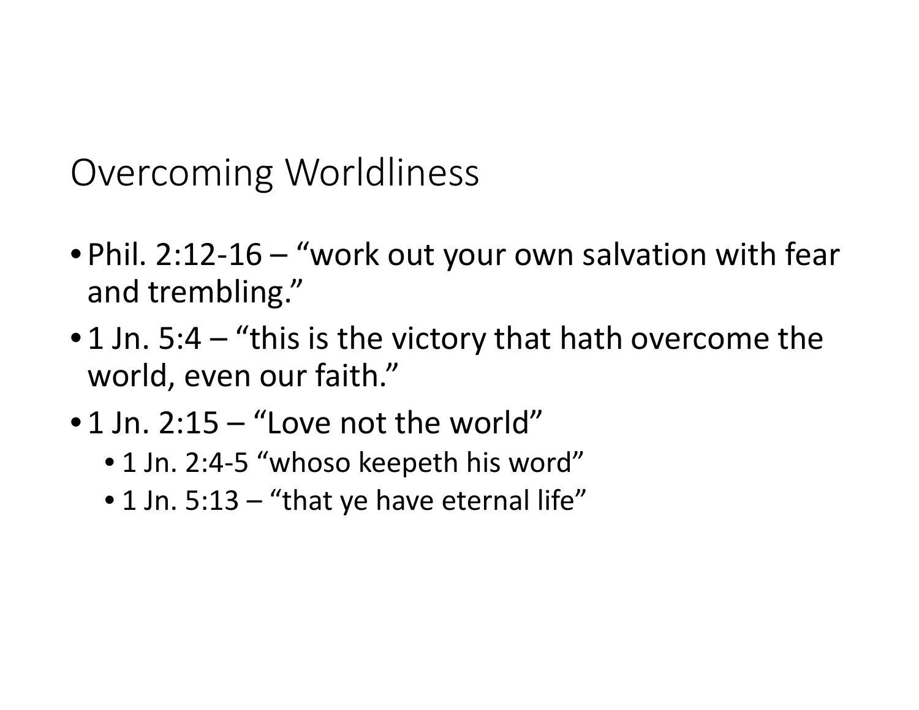# Overcoming Worldliness

- Phil. 2:12-16 – “work out your own salvation with fear and trembling.”
- 1 Jn. 5:4 – “this is the victory that hath overcome the world, even our faith.”
- 1 Jn. 2:15 – “Love not the world”
  - 1 Jn. 2:4-5 “whoso keepeth his word”
  - 1 Jn. 5:13 – “that ye have eternal life”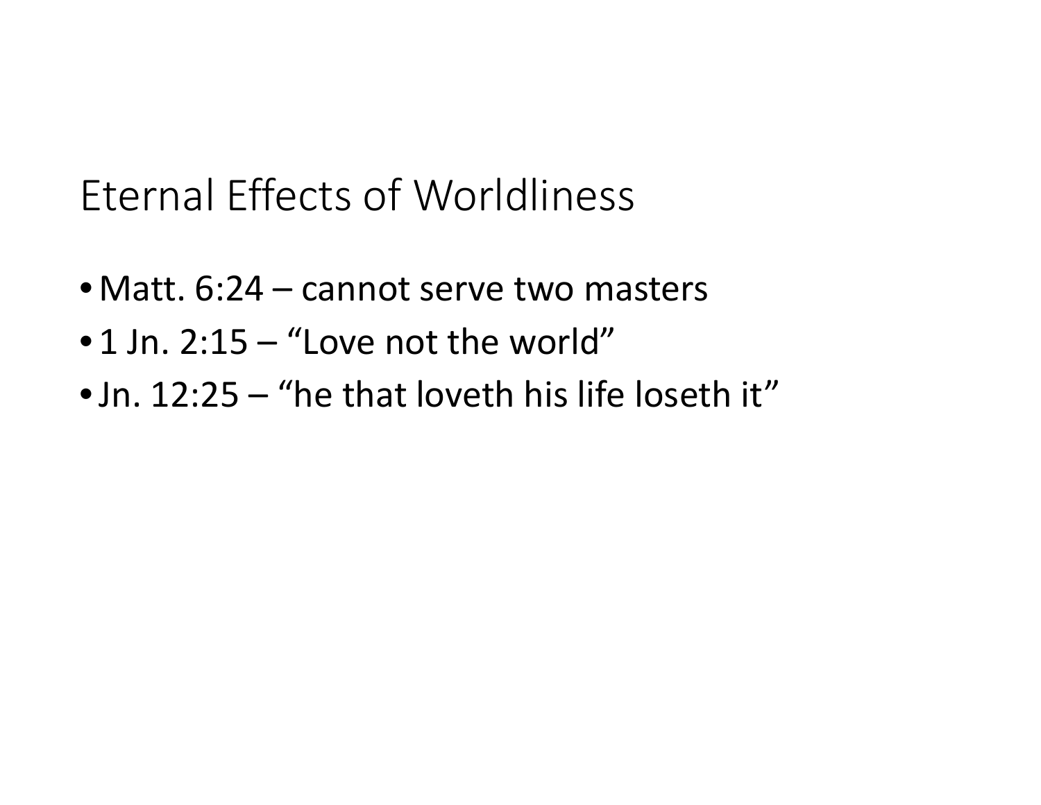# Eternal Effects of Worldliness

- Matt. 6:24 – cannot serve two masters
- 1 Jn. 2:15 – “Love not the world”
- Jn. 12:25 – “he that loveth his life loseth it”